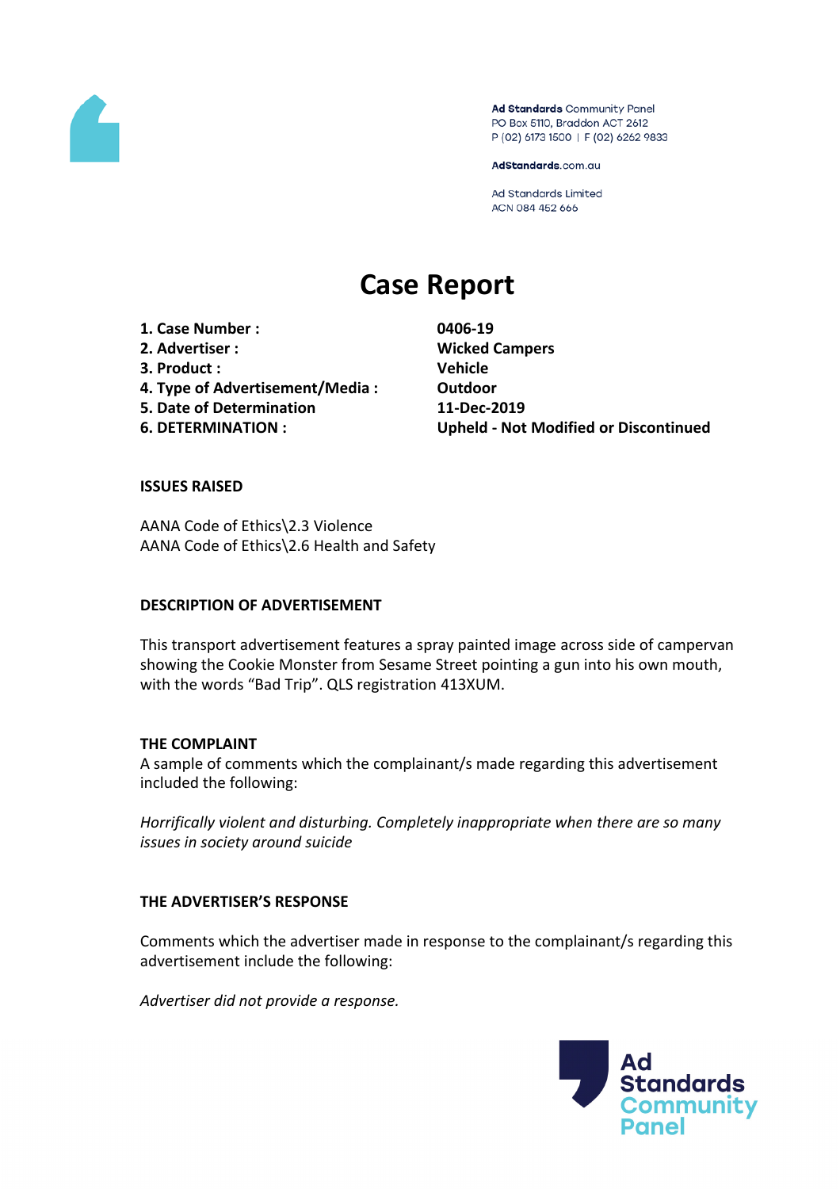Ad Standards Community Panel
PO Box 5110, Braddon ACT 2612
P (02) 6173 1500 | F (02) 6262 9833

AdStandards.com.au

Ad Standards Limited
ACN 084 452 666

# Case Report

| | |
|---|---|
| **1. Case Number :** | **0406-19** |
| **2. Advertiser :** | **Wicked Campers** |
| **3. Product :** | **Vehicle** |
| **4. Type of Advertisement/Media :** | **Outdoor** |
| **5. Date of Determination** | **11-Dec-2019** |
| **6. DETERMINATION :** | **Upheld - Not Modified or Discontinued** |

### ISSUES RAISED

AANA Code of Ethics\2.3 Violence
AANA Code of Ethics\2.6 Health and Safety

### DESCRIPTION OF ADVERTISEMENT

This transport advertisement features a spray painted image across side of campervan showing the Cookie Monster from Sesame Street pointing a gun into his own mouth, with the words "Bad Trip". QLS registration 413XUM.

### THE COMPLAINT

A sample of comments which the complainant/s made regarding this advertisement included the following:

*Horrifically violent and disturbing. Completely inappropriate when there are so many issues in society around suicide*

### THE ADVERTISER'S RESPONSE

Comments which the advertiser made in response to the complainant/s regarding this advertisement include the following:

*Advertiser did not provide a response.*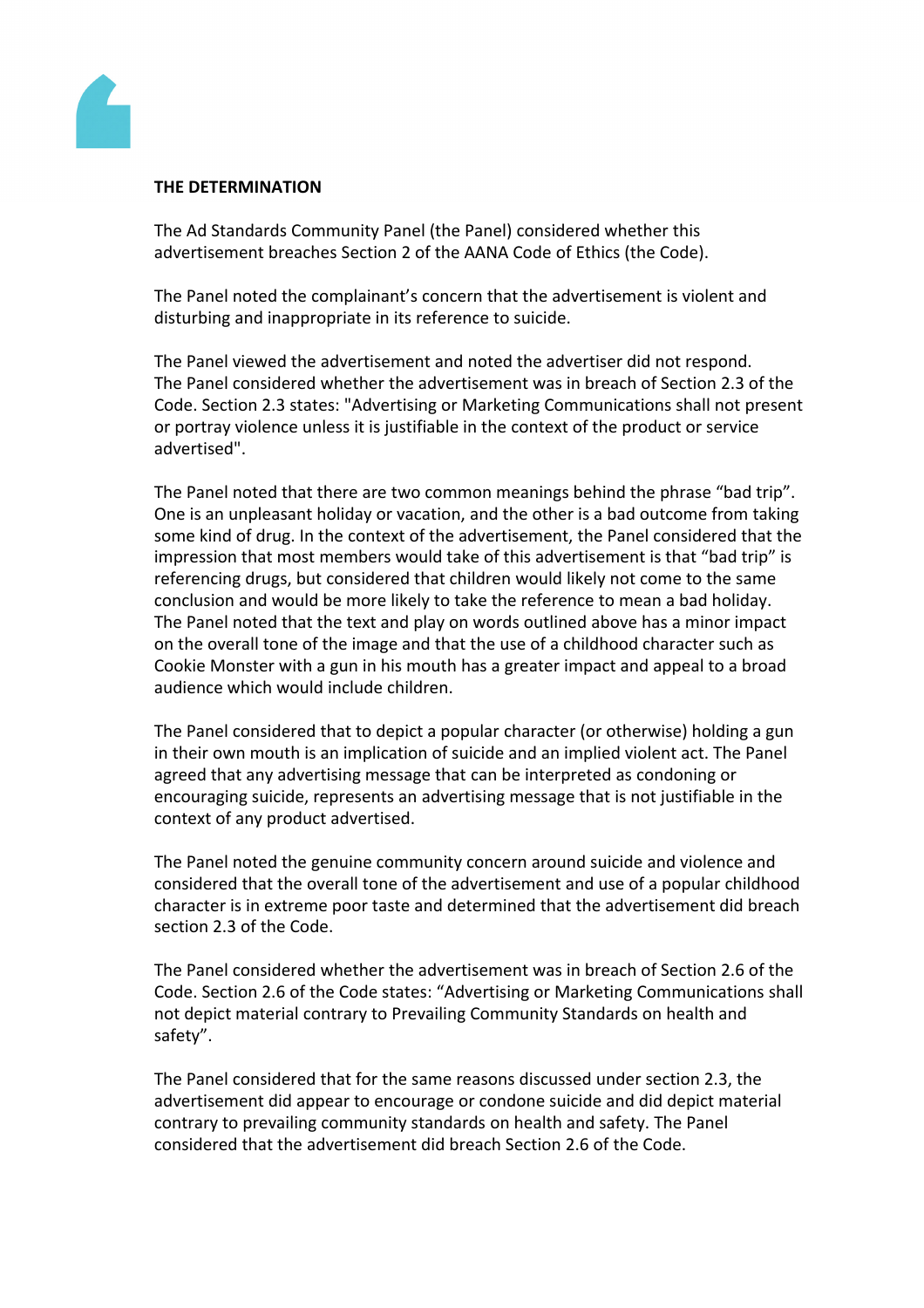**THE DETERMINATION**

The Ad Standards Community Panel (the Panel) considered whether this advertisement breaches Section 2 of the AANA Code of Ethics (the Code).

The Panel noted the complainant's concern that the advertisement is violent and disturbing and inappropriate in its reference to suicide.

The Panel viewed the advertisement and noted the advertiser did not respond. The Panel considered whether the advertisement was in breach of Section 2.3 of the Code. Section 2.3 states: "Advertising or Marketing Communications shall not present or portray violence unless it is justifiable in the context of the product or service advertised".

The Panel noted that there are two common meanings behind the phrase "bad trip". One is an unpleasant holiday or vacation, and the other is a bad outcome from taking some kind of drug. In the context of the advertisement, the Panel considered that the impression that most members would take of this advertisement is that "bad trip" is referencing drugs, but considered that children would likely not come to the same conclusion and would be more likely to take the reference to mean a bad holiday. The Panel noted that the text and play on words outlined above has a minor impact on the overall tone of the image and that the use of a childhood character such as Cookie Monster with a gun in his mouth has a greater impact and appeal to a broad audience which would include children.

The Panel considered that to depict a popular character (or otherwise) holding a gun in their own mouth is an implication of suicide and an implied violent act. The Panel agreed that any advertising message that can be interpreted as condoning or encouraging suicide, represents an advertising message that is not justifiable in the context of any product advertised.

The Panel noted the genuine community concern around suicide and violence and considered that the overall tone of the advertisement and use of a popular childhood character is in extreme poor taste and determined that the advertisement did breach section 2.3 of the Code.

The Panel considered whether the advertisement was in breach of Section 2.6 of the Code. Section 2.6 of the Code states: "Advertising or Marketing Communications shall not depict material contrary to Prevailing Community Standards on health and safety".

The Panel considered that for the same reasons discussed under section 2.3, the advertisement did appear to encourage or condone suicide and did depict material contrary to prevailing community standards on health and safety. The Panel considered that the advertisement did breach Section 2.6 of the Code.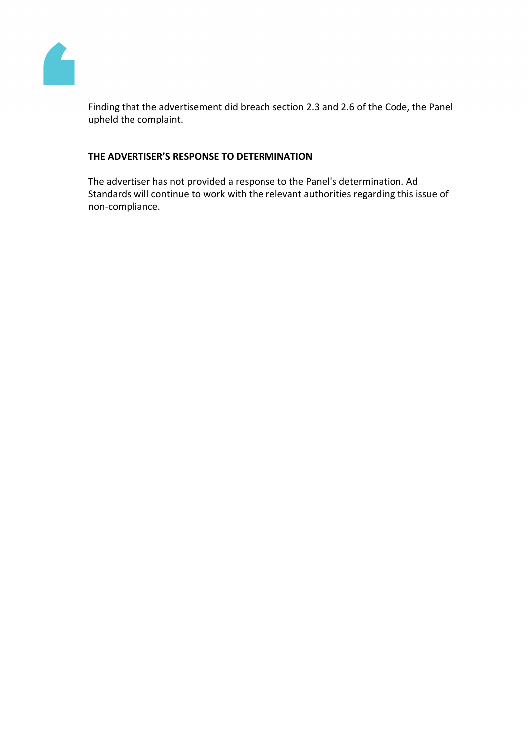Finding that the advertisement did breach section 2.3 and 2.6 of the Code, the Panel upheld the complaint.

**THE ADVERTISER'S RESPONSE TO DETERMINATION**

The advertiser has not provided a response to the Panel's determination. Ad Standards will continue to work with the relevant authorities regarding this issue of non-compliance.